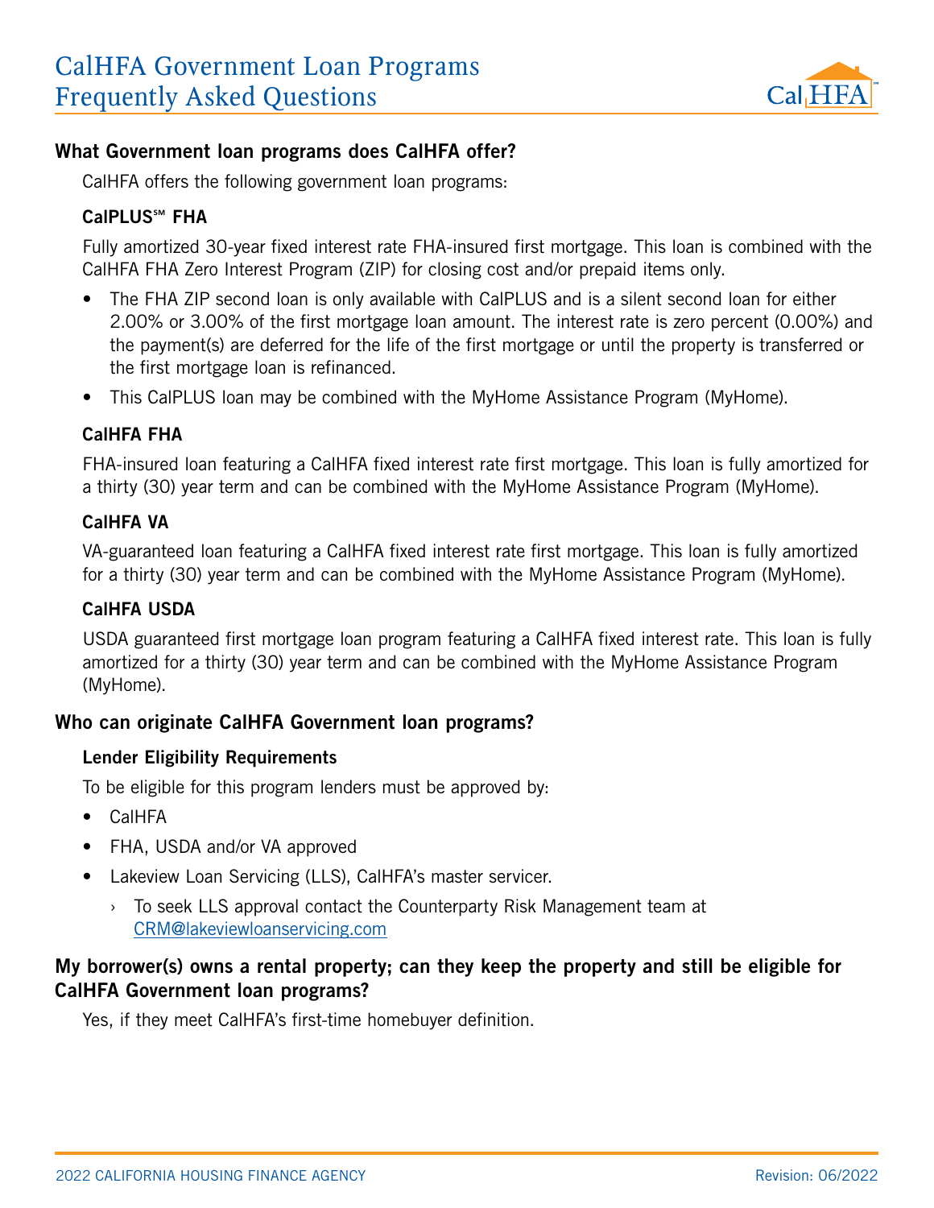# CalHFA Government Loan Programs Frequently Asked Questions

## What Government loan programs does CalHFA offer?

CalHFA offers the following government loan programs:

### CalPLUS℠ FHA

Fully amortized 30-year fixed interest rate FHA-insured first mortgage. This loan is combined with the CalHFA FHA Zero Interest Program (ZIP) for closing cost and/or prepaid items only.

- The FHA ZIP second loan is only available with CalPLUS and is a silent second loan for either 2.00% or 3.00% of the first mortgage loan amount. The interest rate is zero percent (0.00%) and the payment(s) are deferred for the life of the first mortgage or until the property is transferred or the first mortgage loan is refinanced.
- This CalPLUS loan may be combined with the MyHome Assistance Program (MyHome).

### CalHFA FHA

FHA-insured loan featuring a CalHFA fixed interest rate first mortgage. This loan is fully amortized for a thirty (30) year term and can be combined with the MyHome Assistance Program (MyHome).

### CalHFA VA

VA-guaranteed loan featuring a CalHFA fixed interest rate first mortgage. This loan is fully amortized for a thirty (30) year term and can be combined with the MyHome Assistance Program (MyHome).

### CalHFA USDA

USDA guaranteed first mortgage loan program featuring a CalHFA fixed interest rate. This loan is fully amortized for a thirty (30) year term and can be combined with the MyHome Assistance Program (MyHome).

## Who can originate CalHFA Government loan programs?

### Lender Eligibility Requirements

To be eligible for this program lenders must be approved by:

- CalHFA
- FHA, USDA and/or VA approved
- Lakeview Loan Servicing (LLS), CalHFA's master servicer.
  - To seek LLS approval contact the Counterparty Risk Management team at CRM@lakeviewloanservicing.com

## My borrower(s) owns a rental property; can they keep the property and still be eligible for CalHFA Government loan programs?

Yes, if they meet CalHFA's first-time homebuyer definition.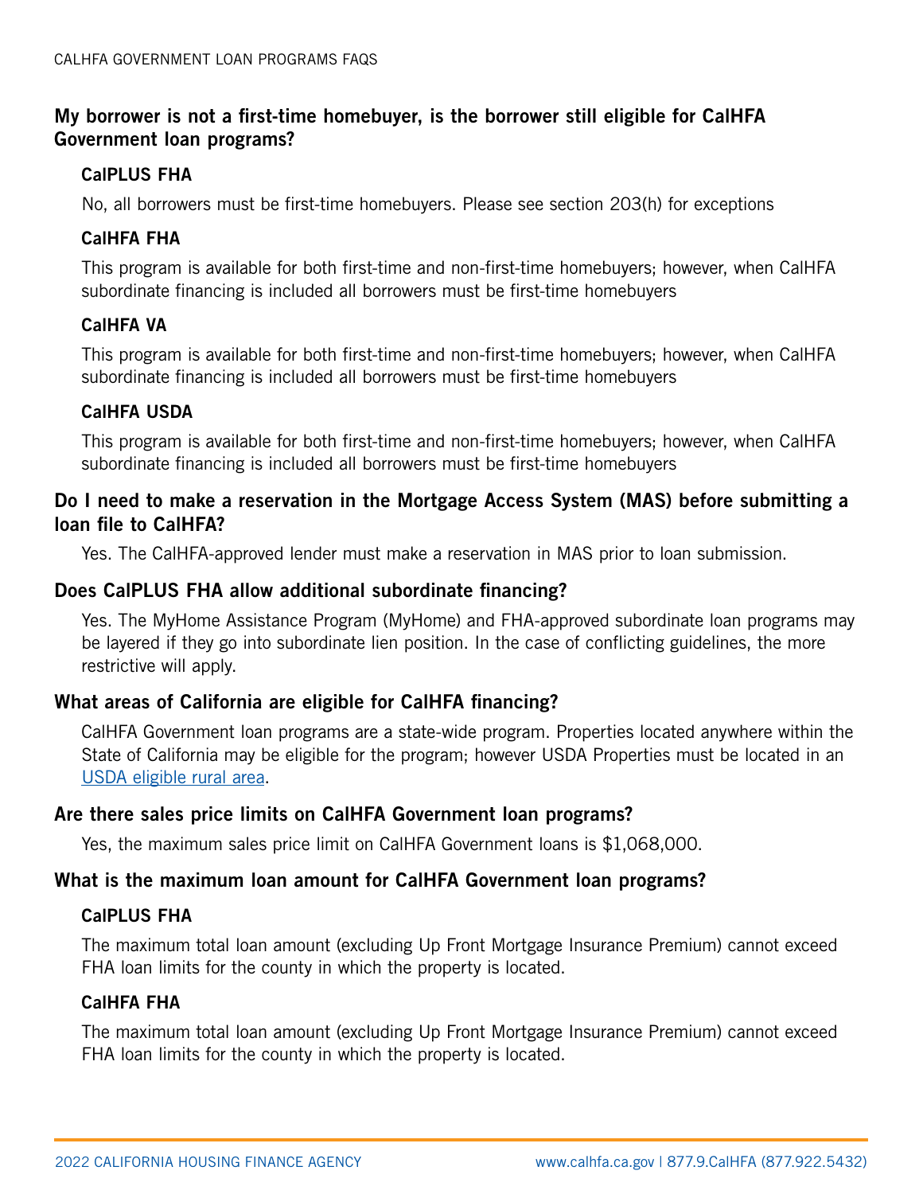## My borrower is not a first-time homebuyer, is the borrower still eligible for CalHFA Government loan programs?

### CalPLUS FHA

No, all borrowers must be first-time homebuyers. Please see section 203(h) for exceptions

### CalHFA FHA

This program is available for both first-time and non-first-time homebuyers; however, when CalHFA subordinate financing is included all borrowers must be first-time homebuyers

### CalHFA VA

This program is available for both first-time and non-first-time homebuyers; however, when CalHFA subordinate financing is included all borrowers must be first-time homebuyers

### CalHFA USDA

This program is available for both first-time and non-first-time homebuyers; however, when CalHFA subordinate financing is included all borrowers must be first-time homebuyers

## Do I need to make a reservation in the Mortgage Access System (MAS) before submitting a loan file to CalHFA?

Yes. The CalHFA-approved lender must make a reservation in MAS prior to loan submission.

## Does CalPLUS FHA allow additional subordinate financing?

Yes. The MyHome Assistance Program (MyHome) and FHA-approved subordinate loan programs may be layered if they go into subordinate lien position. In the case of conflicting guidelines, the more restrictive will apply.

## What areas of California are eligible for CalHFA financing?

CalHFA Government loan programs are a state-wide program. Properties located anywhere within the State of California may be eligible for the program; however USDA Properties must be located in an USDA eligible rural area.

## Are there sales price limits on CalHFA Government loan programs?

Yes, the maximum sales price limit on CalHFA Government loans is $1,068,000.

## What is the maximum loan amount for CalHFA Government loan programs?

### CalPLUS FHA

The maximum total loan amount (excluding Up Front Mortgage Insurance Premium) cannot exceed FHA loan limits for the county in which the property is located.

### CalHFA FHA

The maximum total loan amount (excluding Up Front Mortgage Insurance Premium) cannot exceed FHA loan limits for the county in which the property is located.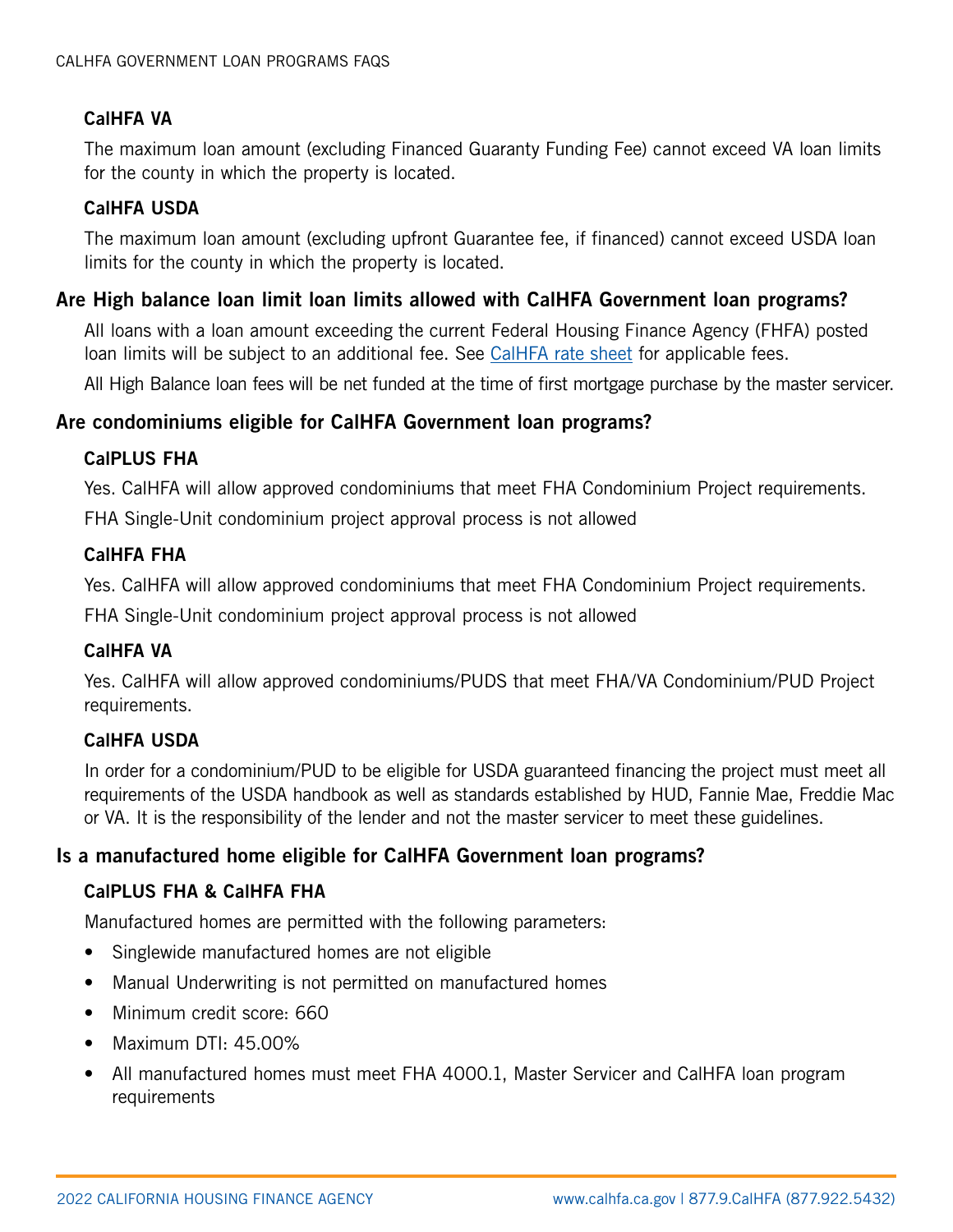### CalHFA VA

The maximum loan amount (excluding Financed Guaranty Funding Fee) cannot exceed VA loan limits for the county in which the property is located.

### CalHFA USDA

The maximum loan amount (excluding upfront Guarantee fee, if financed) cannot exceed USDA loan limits for the county in which the property is located.

## Are High balance loan limit loan limits allowed with CalHFA Government loan programs?

All loans with a loan amount exceeding the current Federal Housing Finance Agency (FHFA) posted loan limits will be subject to an additional fee. See [CalHFA rate sheet] for applicable fees.

All High Balance loan fees will be net funded at the time of first mortgage purchase by the master servicer.

## Are condominiums eligible for CalHFA Government loan programs?

### CalPLUS FHA

Yes. CalHFA will allow approved condominiums that meet FHA Condominium Project requirements.

FHA Single-Unit condominium project approval process is not allowed

### CalHFA FHA

Yes. CalHFA will allow approved condominiums that meet FHA Condominium Project requirements.

FHA Single-Unit condominium project approval process is not allowed

### CalHFA VA

Yes. CalHFA will allow approved condominiums/PUDS that meet FHA/VA Condominium/PUD Project requirements.

### CalHFA USDA

In order for a condominium/PUD to be eligible for USDA guaranteed financing the project must meet all requirements of the USDA handbook as well as standards established by HUD, Fannie Mae, Freddie Mac or VA. It is the responsibility of the lender and not the master servicer to meet these guidelines.

## Is a manufactured home eligible for CalHFA Government loan programs?

### CalPLUS FHA & CalHFA FHA

Manufactured homes are permitted with the following parameters:

- Singlewide manufactured homes are not eligible
- Manual Underwriting is not permitted on manufactured homes
- Minimum credit score: 660
- Maximum DTI: 45.00%
- All manufactured homes must meet FHA 4000.1, Master Servicer and CalHFA loan program requirements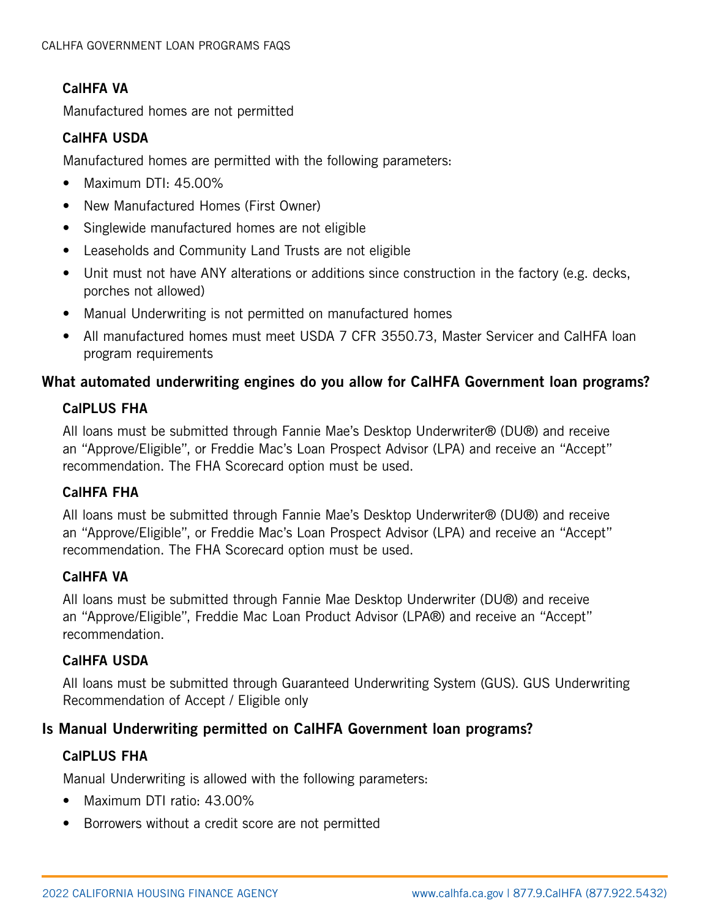### CalHFA VA

Manufactured homes are not permitted

### CalHFA USDA

Manufactured homes are permitted with the following parameters:

- Maximum DTI: 45.00%
- New Manufactured Homes (First Owner)
- Singlewide manufactured homes are not eligible
- Leaseholds and Community Land Trusts are not eligible
- Unit must not have ANY alterations or additions since construction in the factory (e.g. decks, porches not allowed)
- Manual Underwriting is not permitted on manufactured homes
- All manufactured homes must meet USDA 7 CFR 3550.73, Master Servicer and CalHFA loan program requirements

## What automated underwriting engines do you allow for CalHFA Government loan programs?

### CalPLUS FHA

All loans must be submitted through Fannie Mae's Desktop Underwriter® (DU®) and receive an "Approve/Eligible", or Freddie Mac's Loan Prospect Advisor (LPA) and receive an "Accept" recommendation. The FHA Scorecard option must be used.

### CalHFA FHA

All loans must be submitted through Fannie Mae's Desktop Underwriter® (DU®) and receive an "Approve/Eligible", or Freddie Mac's Loan Prospect Advisor (LPA) and receive an "Accept" recommendation. The FHA Scorecard option must be used.

### CalHFA VA

All loans must be submitted through Fannie Mae Desktop Underwriter (DU®) and receive an "Approve/Eligible", Freddie Mac Loan Product Advisor (LPA®) and receive an "Accept" recommendation.

### CalHFA USDA

All loans must be submitted through Guaranteed Underwriting System (GUS). GUS Underwriting Recommendation of Accept / Eligible only

## Is Manual Underwriting permitted on CalHFA Government loan programs?

### CalPLUS FHA

Manual Underwriting is allowed with the following parameters:

- Maximum DTI ratio: 43.00%
- Borrowers without a credit score are not permitted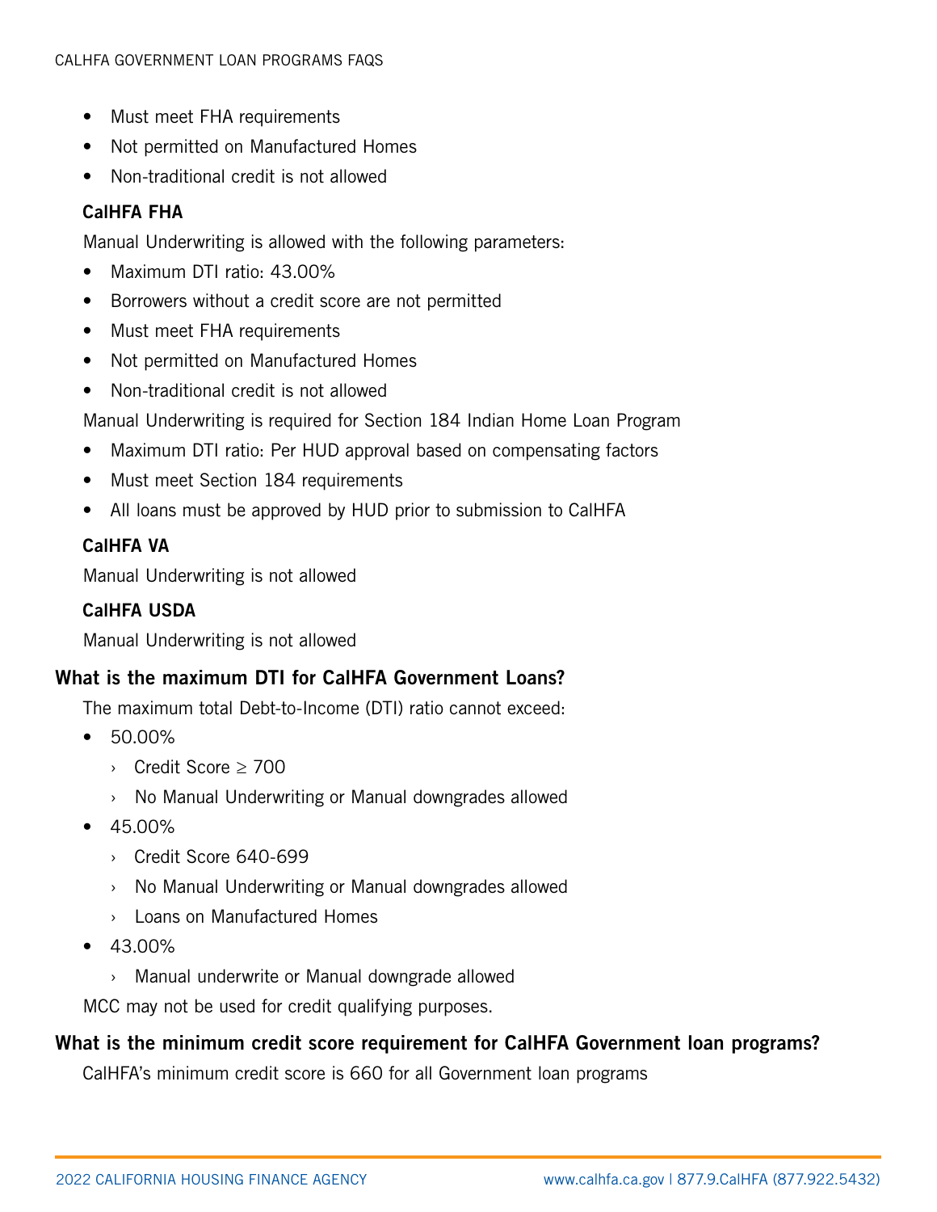- Must meet FHA requirements
- Not permitted on Manufactured Homes
- Non-traditional credit is not allowed

**CalHFA FHA**

Manual Underwriting is allowed with the following parameters:

- Maximum DTI ratio: 43.00%
- Borrowers without a credit score are not permitted
- Must meet FHA requirements
- Not permitted on Manufactured Homes
- Non-traditional credit is not allowed

Manual Underwriting is required for Section 184 Indian Home Loan Program

- Maximum DTI ratio: Per HUD approval based on compensating factors
- Must meet Section 184 requirements
- All loans must be approved by HUD prior to submission to CalHFA

**CalHFA VA**

Manual Underwriting is not allowed

**CalHFA USDA**

Manual Underwriting is not allowed

## What is the maximum DTI for CalHFA Government Loans?

The maximum total Debt-to-Income (DTI) ratio cannot exceed:

- 50.00%
  - Credit Score ≥ 700
  - No Manual Underwriting or Manual downgrades allowed
- 45.00%
  - Credit Score 640-699
  - No Manual Underwriting or Manual downgrades allowed
  - Loans on Manufactured Homes
- 43.00%
  - Manual underwrite or Manual downgrade allowed

MCC may not be used for credit qualifying purposes.

## What is the minimum credit score requirement for CalHFA Government loan programs?

CalHFA's minimum credit score is 660 for all Government loan programs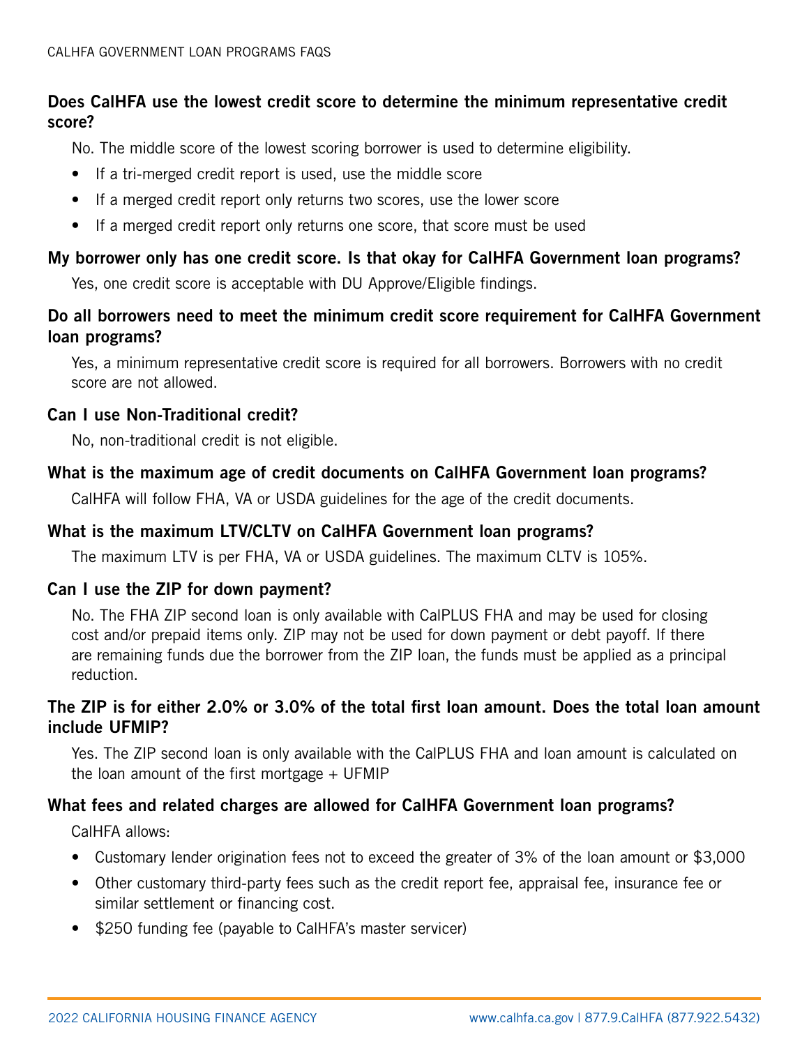### Does CalHFA use the lowest credit score to determine the minimum representative credit score?

No. The middle score of the lowest scoring borrower is used to determine eligibility.

- If a tri-merged credit report is used, use the middle score
- If a merged credit report only returns two scores, use the lower score
- If a merged credit report only returns one score, that score must be used

### My borrower only has one credit score. Is that okay for CalHFA Government loan programs?

Yes, one credit score is acceptable with DU Approve/Eligible findings.

### Do all borrowers need to meet the minimum credit score requirement for CalHFA Government loan programs?

Yes, a minimum representative credit score is required for all borrowers. Borrowers with no credit score are not allowed.

### Can I use Non-Traditional credit?

No, non-traditional credit is not eligible.

### What is the maximum age of credit documents on CalHFA Government loan programs?

CalHFA will follow FHA, VA or USDA guidelines for the age of the credit documents.

### What is the maximum LTV/CLTV on CalHFA Government loan programs?

The maximum LTV is per FHA, VA or USDA guidelines. The maximum CLTV is 105%.

### Can I use the ZIP for down payment?

No. The FHA ZIP second loan is only available with CalPLUS FHA and may be used for closing cost and/or prepaid items only. ZIP may not be used for down payment or debt payoff. If there are remaining funds due the borrower from the ZIP loan, the funds must be applied as a principal reduction.

### The ZIP is for either 2.0% or 3.0% of the total first loan amount. Does the total loan amount include UFMIP?

Yes. The ZIP second loan is only available with the CalPLUS FHA and loan amount is calculated on the loan amount of the first mortgage + UFMIP

### What fees and related charges are allowed for CalHFA Government loan programs?

CalHFA allows:

- Customary lender origination fees not to exceed the greater of 3% of the loan amount or $3,000
- Other customary third-party fees such as the credit report fee, appraisal fee, insurance fee or similar settlement or financing cost.
- $250 funding fee (payable to CalHFA's master servicer)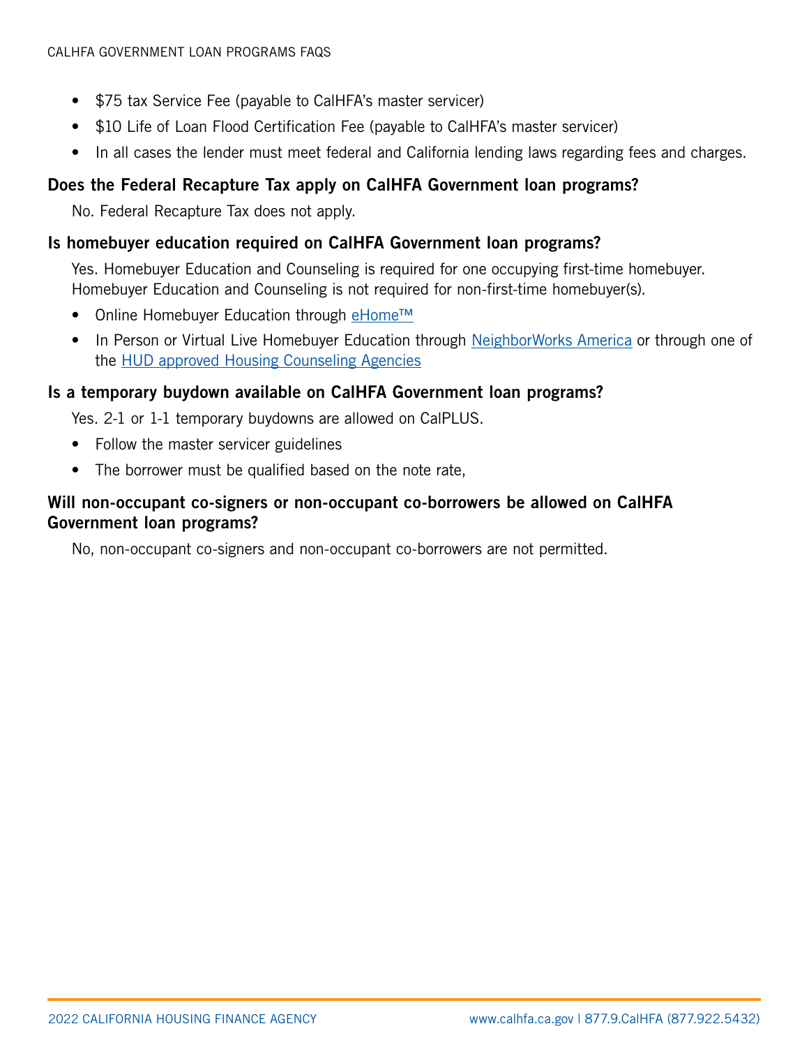- $75 tax Service Fee (payable to CalHFA's master servicer)
- $10 Life of Loan Flood Certification Fee (payable to CalHFA's master servicer)
- In all cases the lender must meet federal and California lending laws regarding fees and charges.

## Does the Federal Recapture Tax apply on CalHFA Government loan programs?

No. Federal Recapture Tax does not apply.

## Is homebuyer education required on CalHFA Government loan programs?

Yes. Homebuyer Education and Counseling is required for one occupying first-time homebuyer. Homebuyer Education and Counseling is not required for non-first-time homebuyer(s).

- Online Homebuyer Education through eHome™
- In Person or Virtual Live Homebuyer Education through NeighborWorks America or through one of the HUD approved Housing Counseling Agencies

## Is a temporary buydown available on CalHFA Government loan programs?

Yes. 2-1 or 1-1 temporary buydowns are allowed on CalPLUS.

- Follow the master servicer guidelines
- The borrower must be qualified based on the note rate,

## Will non-occupant co-signers or non-occupant co-borrowers be allowed on CalHFA Government loan programs?

No, non-occupant co-signers and non-occupant co-borrowers are not permitted.